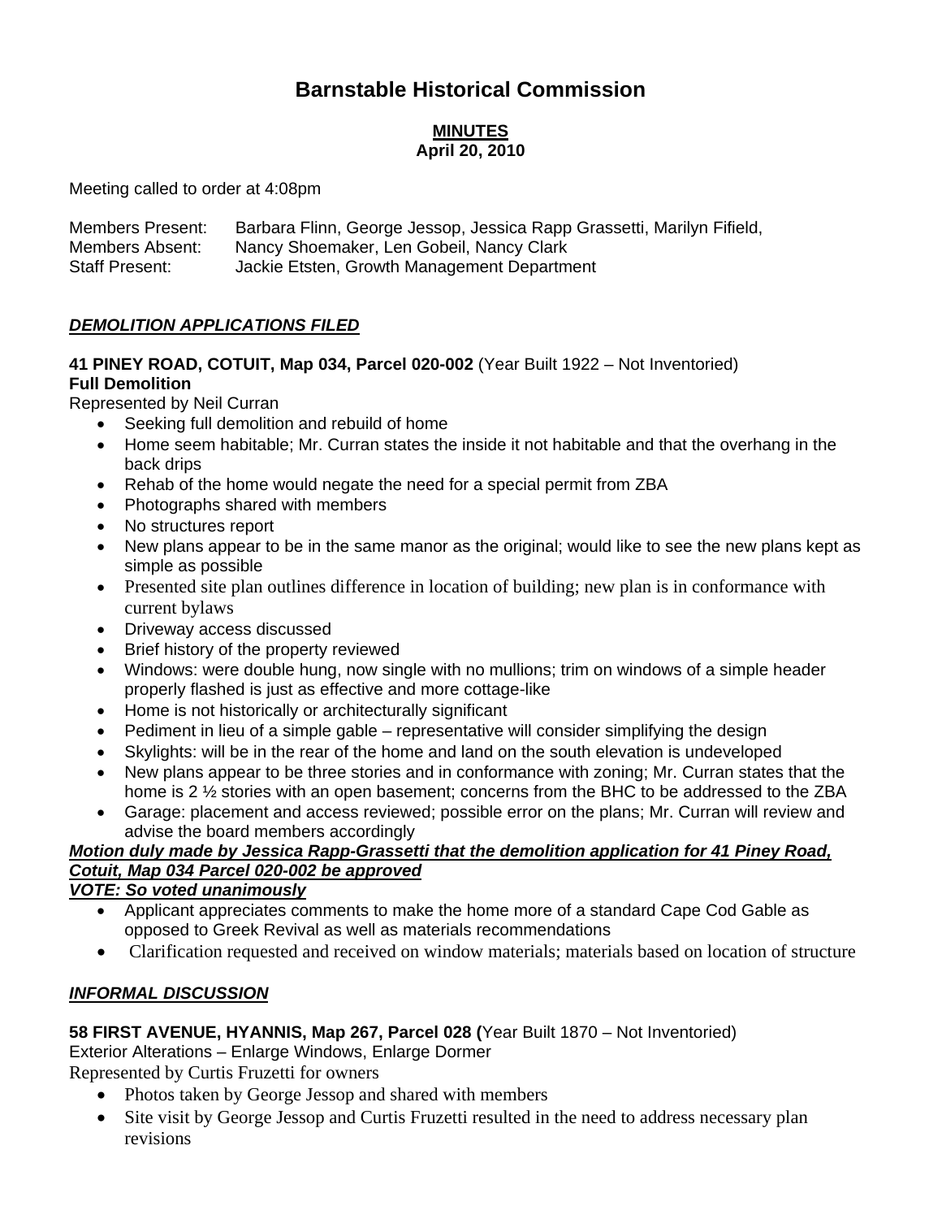# Barnstable Historical Commission

**MINUTES**
**April 20, 2010**

Meeting called to order at 4:08pm

Members Present: Barbara Flinn, George Jessop, Jessica Rapp Grassetti, Marilyn Fifield,
Members Absent: Nancy Shoemaker, Len Gobeil, Nancy Clark
Staff Present: Jackie Etsten, Growth Management Department

## ***DEMOLITION APPLICATIONS FILED***

**41 PINEY ROAD, COTUIT, Map 034, Parcel 020-002** (Year Built 1922 – Not Inventoried)
**Full Demolition**
Represented by Neil Curran

- Seeking full demolition and rebuild of home
- Home seem habitable; Mr. Curran states the inside it not habitable and that the overhang in the back drips
- Rehab of the home would negate the need for a special permit from ZBA
- Photographs shared with members
- No structures report
- New plans appear to be in the same manor as the original; would like to see the new plans kept as simple as possible
- Presented site plan outlines difference in location of building; new plan is in conformance with current bylaws
- Driveway access discussed
- Brief history of the property reviewed
- Windows: were double hung, now single with no mullions; trim on windows of a simple header properly flashed is just as effective and more cottage-like
- Home is not historically or architecturally significant
- Pediment in lieu of a simple gable – representative will consider simplifying the design
- Skylights: will be in the rear of the home and land on the south elevation is undeveloped
- New plans appear to be three stories and in conformance with zoning; Mr. Curran states that the home is 2 ½ stories with an open basement; concerns from the BHC to be addressed to the ZBA
- Garage: placement and access reviewed; possible error on the plans; Mr. Curran will review and advise the board members accordingly

***Motion duly made by Jessica Rapp-Grassetti that the demolition application for 41 Piney Road, Cotuit, Map 034 Parcel 020-002 be approved***
***VOTE: So voted unanimously***

- Applicant appreciates comments to make the home more of a standard Cape Cod Gable as opposed to Greek Revival as well as materials recommendations
- Clarification requested and received on window materials; materials based on location of structure

## ***INFORMAL DISCUSSION***

**58 FIRST AVENUE, HYANNIS, Map 267, Parcel 028 (**Year Built 1870 – Not Inventoried)
Exterior Alterations – Enlarge Windows, Enlarge Dormer
Represented by Curtis Fruzetti for owners

- Photos taken by George Jessop and shared with members
- Site visit by George Jessop and Curtis Fruzetti resulted in the need to address necessary plan revisions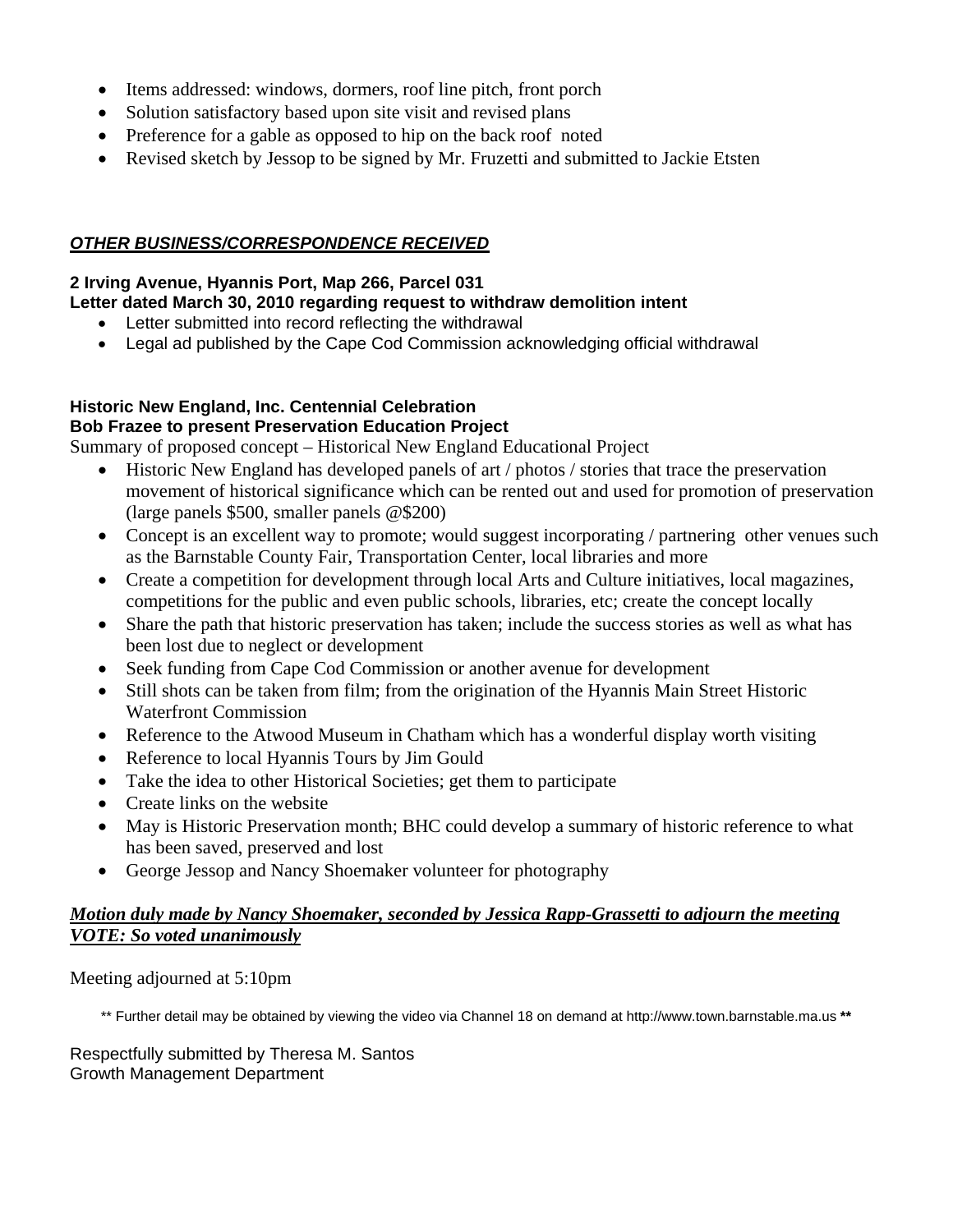- Items addressed: windows, dormers, roof line pitch, front porch
- Solution satisfactory based upon site visit and revised plans
- Preference for a gable as opposed to hip on the back roof noted
- Revised sketch by Jessop to be signed by Mr. Fruzetti and submitted to Jackie Etsten

***OTHER BUSINESS/CORRESPONDENCE RECEIVED***

**2 Irving Avenue, Hyannis Port, Map 266, Parcel 031**
**Letter dated March 30, 2010 regarding request to withdraw demolition intent**

- Letter submitted into record reflecting the withdrawal
- Legal ad published by the Cape Cod Commission acknowledging official withdrawal

**Historic New England, Inc. Centennial Celebration**
**Bob Frazee to present Preservation Education Project**

Summary of proposed concept – Historical New England Educational Project

- Historic New England has developed panels of art / photos / stories that trace the preservation movement of historical significance which can be rented out and used for promotion of preservation (large panels $500, smaller panels @$200)
- Concept is an excellent way to promote; would suggest incorporating / partnering other venues such as the Barnstable County Fair, Transportation Center, local libraries and more
- Create a competition for development through local Arts and Culture initiatives, local magazines, competitions for the public and even public schools, libraries, etc; create the concept locally
- Share the path that historic preservation has taken; include the success stories as well as what has been lost due to neglect or development
- Seek funding from Cape Cod Commission or another avenue for development
- Still shots can be taken from film; from the origination of the Hyannis Main Street Historic Waterfront Commission
- Reference to the Atwood Museum in Chatham which has a wonderful display worth visiting
- Reference to local Hyannis Tours by Jim Gould
- Take the idea to other Historical Societies; get them to participate
- Create links on the website
- May is Historic Preservation month; BHC could develop a summary of historic reference to what has been saved, preserved and lost
- George Jessop and Nancy Shoemaker volunteer for photography

***Motion duly made by Nancy Shoemaker, seconded by Jessica Rapp-Grassetti to adjourn the meeting***
***VOTE: So voted unanimously***

Meeting adjourned at 5:10pm

** Further detail may be obtained by viewing the video via Channel 18 on demand at http://www.town.barnstable.ma.us **

Respectfully submitted by Theresa M. Santos
Growth Management Department